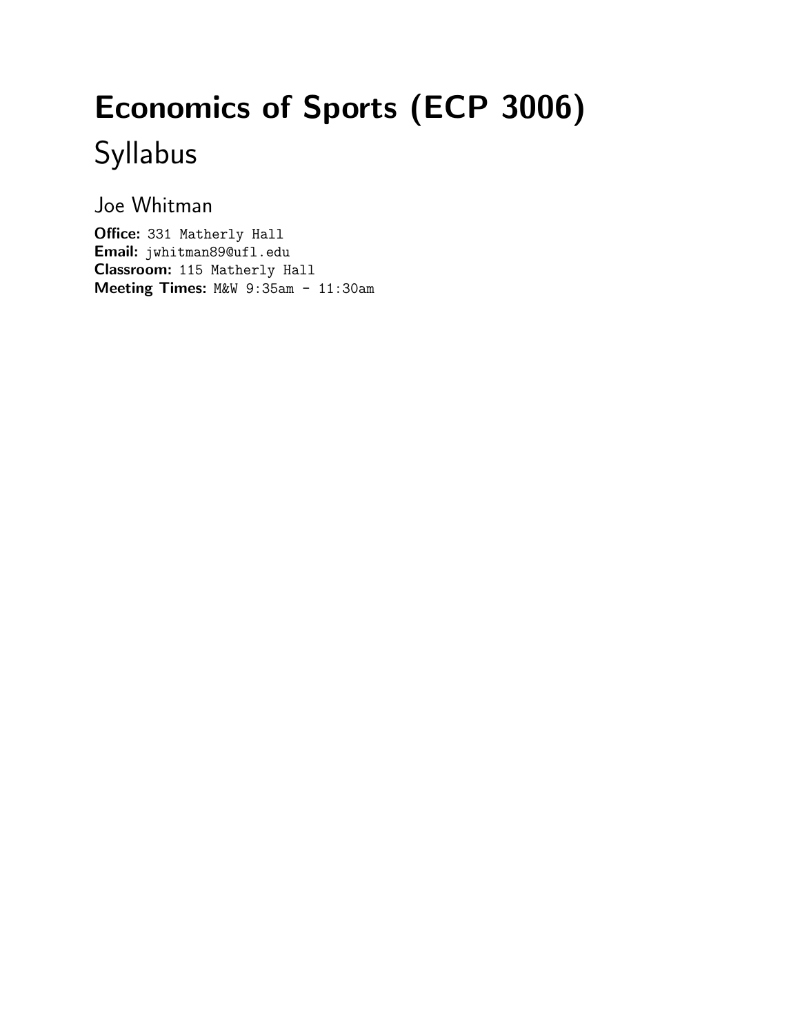# Economics of Sports (ECP 3006)

## Syllabus

### Joe Whitman

**Office:** 331 Matherly Hall
**Email:** jwhitman89@ufl.edu
**Classroom:** 115 Matherly Hall
**Meeting Times:** M&W 9:35am - 11:30am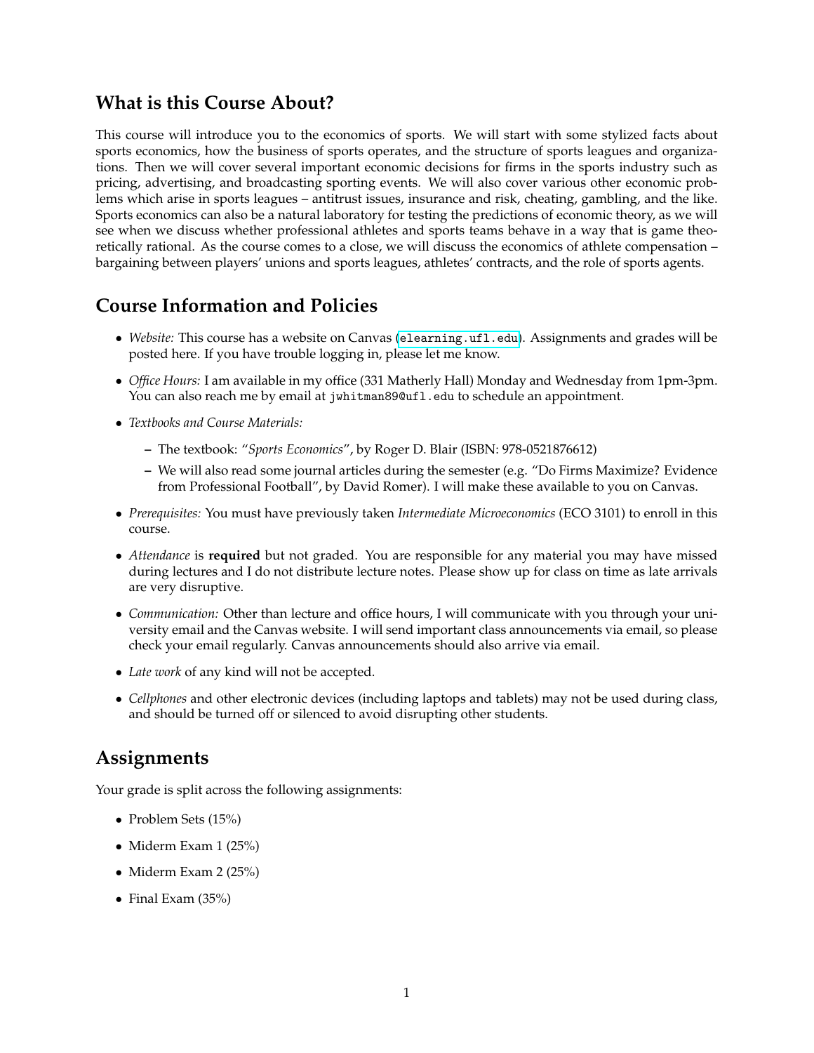## What is this Course About?

This course will introduce you to the economics of sports. We will start with some stylized facts about sports economics, how the business of sports operates, and the structure of sports leagues and organizations. Then we will cover several important economic decisions for firms in the sports industry such as pricing, advertising, and broadcasting sporting events. We will also cover various other economic problems which arise in sports leagues – antitrust issues, insurance and risk, cheating, gambling, and the like. Sports economics can also be a natural laboratory for testing the predictions of economic theory, as we will see when we discuss whether professional athletes and sports teams behave in a way that is game theoretically rational. As the course comes to a close, we will discuss the economics of athlete compensation – bargaining between players' unions and sports leagues, athletes' contracts, and the role of sports agents.

## Course Information and Policies

- *Website:* This course has a website on Canvas (`elearning.ufl.edu`). Assignments and grades will be posted here. If you have trouble logging in, please let me know.
- *Office Hours:* I am available in my office (331 Matherly Hall) Monday and Wednesday from 1pm-3pm. You can also reach me by email at `jwhitman89@ufl.edu` to schedule an appointment.
- *Textbooks and Course Materials:*
  - The textbook: "*Sports Economics*", by Roger D. Blair (ISBN: 978-0521876612)
  - We will also read some journal articles during the semester (e.g. "Do Firms Maximize? Evidence from Professional Football", by David Romer). I will make these available to you on Canvas.
- *Prerequisites:* You must have previously taken *Intermediate Microeconomics* (ECO 3101) to enroll in this course.
- *Attendance* is **required** but not graded. You are responsible for any material you may have missed during lectures and I do not distribute lecture notes. Please show up for class on time as late arrivals are very disruptive.
- *Communication:* Other than lecture and office hours, I will communicate with you through your university email and the Canvas website. I will send important class announcements via email, so please check your email regularly. Canvas announcements should also arrive via email.
- *Late work* of any kind will not be accepted.
- *Cellphones* and other electronic devices (including laptops and tablets) may not be used during class, and should be turned off or silenced to avoid disrupting other students.

## Assignments

Your grade is split across the following assignments:

- Problem Sets (15%)
- Miderm Exam 1 (25%)
- Miderm Exam 2 (25%)
- Final Exam (35%)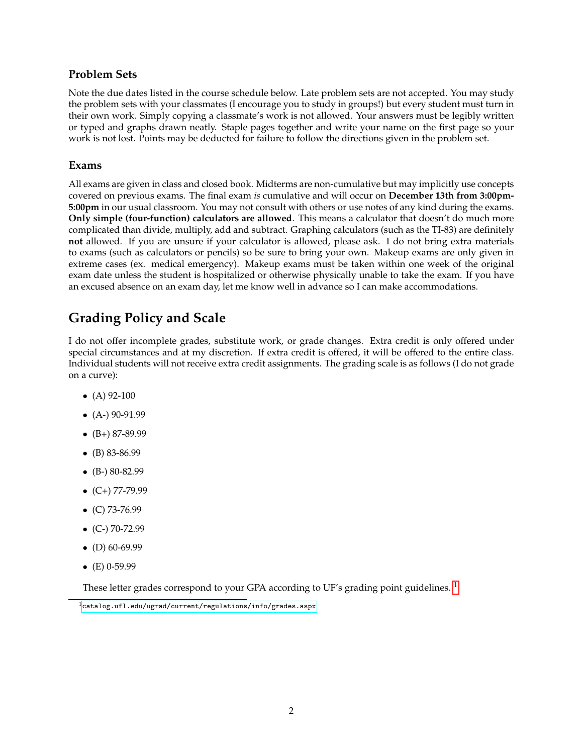### Problem Sets

Note the due dates listed in the course schedule below. Late problem sets are not accepted. You may study the problem sets with your classmates (I encourage you to study in groups!) but every student must turn in their own work. Simply copying a classmate's work is not allowed. Your answers must be legibly written or typed and graphs drawn neatly. Staple pages together and write your name on the first page so your work is not lost. Points may be deducted for failure to follow the directions given in the problem set.

### Exams

All exams are given in class and closed book. Midterms are non-cumulative but may implicitly use concepts covered on previous exams. The final exam *is* cumulative and will occur on **December 13th from 3:00pm-5:00pm** in our usual classroom. You may not consult with others or use notes of any kind during the exams. **Only simple (four-function) calculators are allowed**. This means a calculator that doesn't do much more complicated than divide, multiply, add and subtract. Graphing calculators (such as the TI-83) are definitely **not** allowed. If you are unsure if your calculator is allowed, please ask. I do not bring extra materials to exams (such as calculators or pencils) so be sure to bring your own. Makeup exams are only given in extreme cases (ex. medical emergency). Makeup exams must be taken within one week of the original exam date unless the student is hospitalized or otherwise physically unable to take the exam. If you have an excused absence on an exam day, let me know well in advance so I can make accommodations.

## Grading Policy and Scale

I do not offer incomplete grades, substitute work, or grade changes. Extra credit is only offered under special circumstances and at my discretion. If extra credit is offered, it will be offered to the entire class. Individual students will not receive extra credit assignments. The grading scale is as follows (I do not grade on a curve):

- (A) 92-100
- (A-) 90-91.99
- (B+) 87-89.99
- (B) 83-86.99
- (B-) 80-82.99
- (C+) 77-79.99
- (C) 73-76.99
- (C-) 70-72.99
- (D) 60-69.99
- (E) 0-59.99

These letter grades correspond to your GPA according to UF's grading point guidelines. [1]

[1] catalog.ufl.edu/ugrad/current/regulations/info/grades.aspx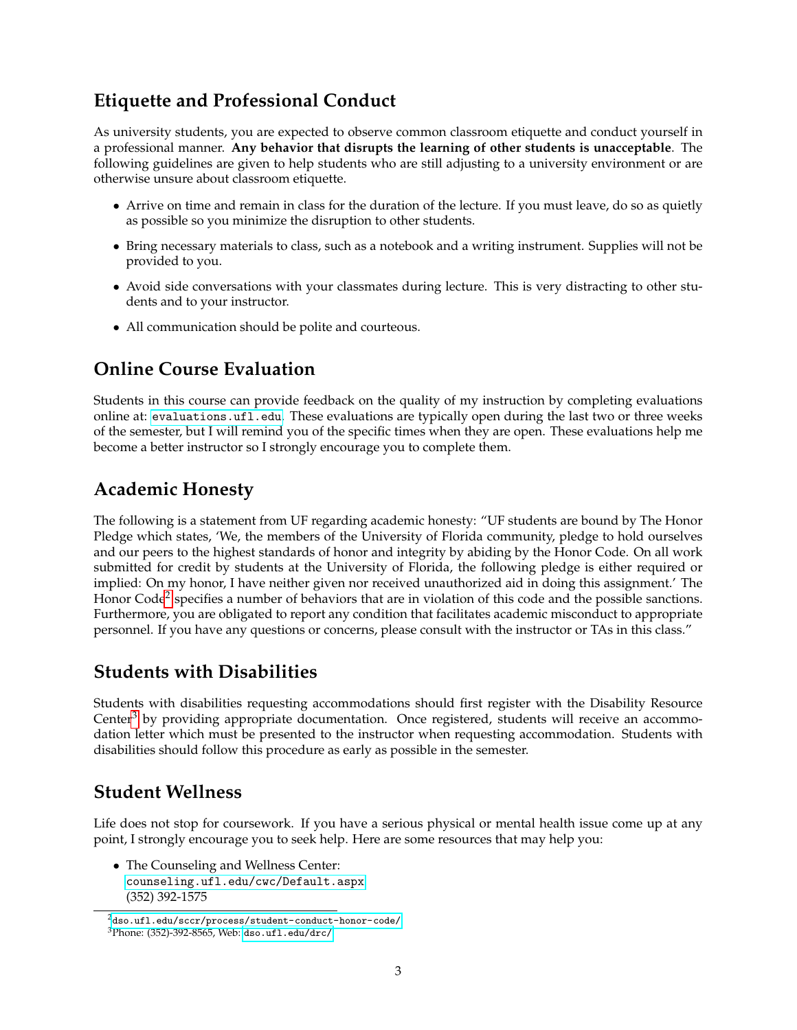## Etiquette and Professional Conduct

As university students, you are expected to observe common classroom etiquette and conduct yourself in a professional manner. **Any behavior that disrupts the learning of other students is unacceptable**. The following guidelines are given to help students who are still adjusting to a university environment or are otherwise unsure about classroom etiquette.

- Arrive on time and remain in class for the duration of the lecture. If you must leave, do so as quietly as possible so you minimize the disruption to other students.
- Bring necessary materials to class, such as a notebook and a writing instrument. Supplies will not be provided to you.
- Avoid side conversations with your classmates during lecture. This is very distracting to other students and to your instructor.
- All communication should be polite and courteous.

## Online Course Evaluation

Students in this course can provide feedback on the quality of my instruction by completing evaluations online at: `evaluations.ufl.edu`. These evaluations are typically open during the last two or three weeks of the semester, but I will remind you of the specific times when they are open. These evaluations help me become a better instructor so I strongly encourage you to complete them.

## Academic Honesty

The following is a statement from UF regarding academic honesty: "UF students are bound by The Honor Pledge which states, 'We, the members of the University of Florida community, pledge to hold ourselves and our peers to the highest standards of honor and integrity by abiding by the Honor Code. On all work submitted for credit by students at the University of Florida, the following pledge is either required or implied: On my honor, I have neither given nor received unauthorized aid in doing this assignment.' The Honor Code[2] specifies a number of behaviors that are in violation of this code and the possible sanctions. Furthermore, you are obligated to report any condition that facilitates academic misconduct to appropriate personnel. If you have any questions or concerns, please consult with the instructor or TAs in this class."

## Students with Disabilities

Students with disabilities requesting accommodations should first register with the Disability Resource Center[3] by providing appropriate documentation. Once registered, students will receive an accommodation letter which must be presented to the instructor when requesting accommodation. Students with disabilities should follow this procedure as early as possible in the semester.

## Student Wellness

Life does not stop for coursework. If you have a serious physical or mental health issue come up at any point, I strongly encourage you to seek help. Here are some resources that may help you:

- The Counseling and Wellness Center:
  `counseling.ufl.edu/cwc/Default.aspx`
  (352) 392-1575

---

[2] `dso.ufl.edu/sccr/process/student-conduct-honor-code/`

[3] Phone: (352)-392-8565, Web: `dso.ufl.edu/drc/`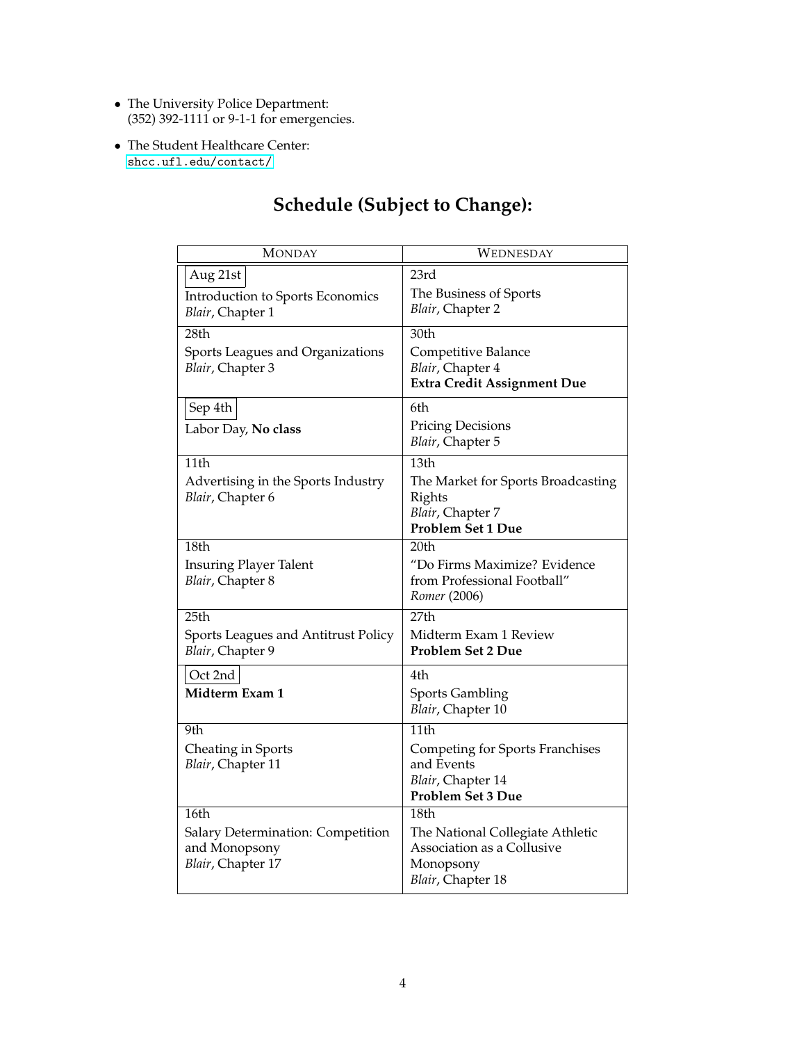- The University Police Department:
  (352) 392-1111 or 9-1-1 for emergencies.
- The Student Healthcare Center:
  shcc.ufl.edu/contact/

## Schedule (Subject to Change):

| MONDAY | WEDNESDAY |
|---|---|
| Aug 21st<br>Introduction to Sports Economics<br>*Blair*, Chapter 1 | 23rd<br>The Business of Sports<br>*Blair*, Chapter 2 |
| 28th<br>Sports Leagues and Organizations<br>*Blair*, Chapter 3 | 30th<br>Competitive Balance<br>*Blair*, Chapter 4<br>**Extra Credit Assignment Due** |
| Sep 4th<br>Labor Day, **No class** | 6th<br>Pricing Decisions<br>*Blair*, Chapter 5 |
| 11th<br>Advertising in the Sports Industry<br>*Blair*, Chapter 6 | 13th<br>The Market for Sports Broadcasting Rights<br>*Blair*, Chapter 7<br>**Problem Set 1 Due** |
| 18th<br>Insuring Player Talent<br>*Blair*, Chapter 8 | 20th<br>"Do Firms Maximize? Evidence from Professional Football"<br>*Romer* (2006) |
| 25th<br>Sports Leagues and Antitrust Policy<br>*Blair*, Chapter 9 | 27th<br>Midterm Exam 1 Review<br>**Problem Set 2 Due** |
| Oct 2nd<br>**Midterm Exam 1** | 4th<br>Sports Gambling<br>*Blair*, Chapter 10 |
| 9th<br>Cheating in Sports<br>*Blair*, Chapter 11 | 11th<br>Competing for Sports Franchises and Events<br>*Blair*, Chapter 14<br>**Problem Set 3 Due** |
| 16th<br>Salary Determination: Competition and Monopsony<br>*Blair*, Chapter 17 | 18th<br>The National Collegiate Athletic Association as a Collusive Monopsony<br>*Blair*, Chapter 18 |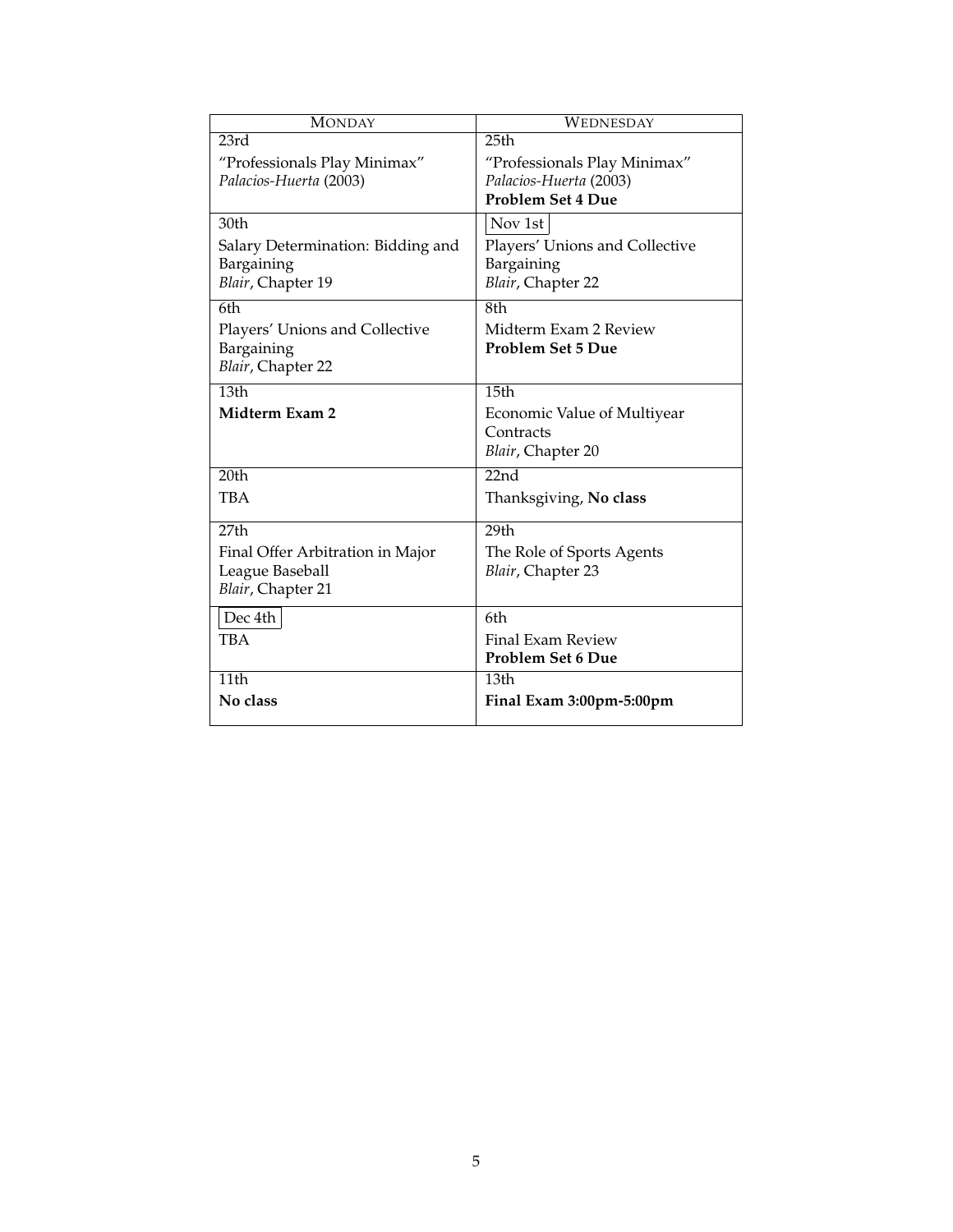| Monday | Wednesday |
| --- | --- |
| 23rd<br>"Professionals Play Minimax"<br>*Palacios-Huerta* (2003) | 25th<br>"Professionals Play Minimax"<br>*Palacios-Huerta* (2003)<br>**Problem Set 4 Due** |
| 30th<br>Salary Determination: Bidding and Bargaining<br>*Blair*, Chapter 19 | Nov 1st<br>Players' Unions and Collective Bargaining<br>*Blair*, Chapter 22 |
| 6th<br>Players' Unions and Collective Bargaining<br>*Blair*, Chapter 22 | 8th<br>Midterm Exam 2 Review<br>**Problem Set 5 Due** |
| 13th<br>**Midterm Exam 2** | 15th<br>Economic Value of Multiyear Contracts<br>*Blair*, Chapter 20 |
| 20th<br>TBA | 22nd<br>Thanksgiving, **No class** |
| 27th<br>Final Offer Arbitration in Major League Baseball<br>*Blair*, Chapter 21 | 29th<br>The Role of Sports Agents<br>*Blair*, Chapter 23 |
| Dec 4th<br>TBA | 6th<br>Final Exam Review<br>**Problem Set 6 Due** |
| 11th<br>**No class** | 13th<br>**Final Exam 3:00pm-5:00pm** |